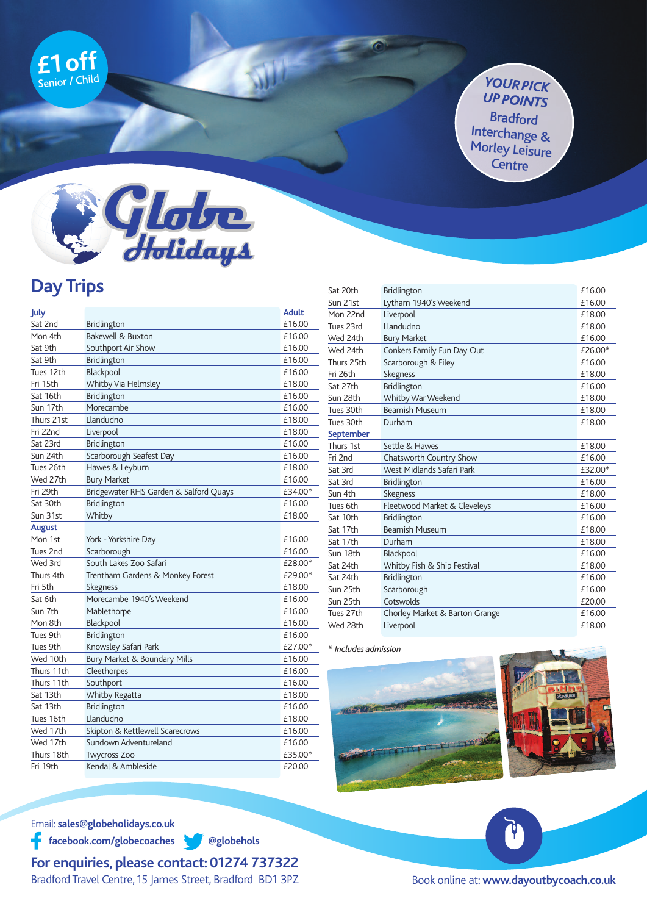£1 off
Senior / Child

YOUR PICK UP POINTS
Bradford Interchange & Morley Leisure Centre

# Globe Holidays

## Day Trips

| July | | Adult |
|---|---|---|
| Sat 2nd | Bridlington | £16.00 |
| Mon 4th | Bakewell & Buxton | £16.00 |
| Sat 9th | Southport Air Show | £16.00 |
| Sat 9th | Bridlington | £16.00 |
| Tues 12th | Blackpool | £16.00 |
| Fri 15th | Whitby Via Helmsley | £18.00 |
| Sat 16th | Bridlington | £16.00 |
| Sun 17th | Morecambe | £16.00 |
| Thurs 21st | Llandudno | £18.00 |
| Fri 22nd | Liverpool | £18.00 |
| Sat 23rd | Bridlington | £16.00 |
| Sun 24th | Scarborough Seafest Day | £16.00 |
| Tues 26th | Hawes & Leyburn | £18.00 |
| Wed 27th | Bury Market | £16.00 |
| Fri 29th | Bridgewater RHS Garden & Salford Quays | £34.00* |
| Sat 30th | Bridlington | £16.00 |
| Sun 31st | Whitby | £18.00 |
| **August** | | |
| Mon 1st | York - Yorkshire Day | £16.00 |
| Tues 2nd | Scarborough | £16.00 |
| Wed 3rd | South Lakes Zoo Safari | £28.00* |
| Thurs 4th | Trentham Gardens & Monkey Forest | £29.00* |
| Fri 5th | Skegness | £18.00 |
| Sat 6th | Morecambe 1940's Weekend | £16.00 |
| Sun 7th | Mablethorpe | £16.00 |
| Mon 8th | Blackpool | £16.00 |
| Tues 9th | Bridlington | £16.00 |
| Tues 9th | Knowsley Safari Park | £27.00* |
| Wed 10th | Bury Market & Boundary Mills | £16.00 |
| Thurs 11th | Cleethorpes | £16.00 |
| Thurs 11th | Southport | £16.00 |
| Sat 13th | Whitby Regatta | £18.00 |
| Sat 13th | Bridlington | £16.00 |
| Tues 16th | Llandudno | £18.00 |
| Wed 17th | Skipton & Kettlewell Scarecrows | £16.00 |
| Wed 17th | Sundown Adventureland | £16.00 |
| Thurs 18th | Twycross Zoo | £35.00* |
| Fri 19th | Kendal & Ambleside | £20.00 |
| Sat 20th | Bridlington | £16.00 |
| Sun 21st | Lytham 1940's Weekend | £16.00 |
| Mon 22nd | Liverpool | £18.00 |
| Tues 23rd | Llandudno | £18.00 |
| Wed 24th | Bury Market | £16.00 |
| Wed 24th | Conkers Family Fun Day Out | £26.00* |
| Thurs 25th | Scarborough & Filey | £16.00 |
| Fri 26th | Skegness | £18.00 |
| Sat 27th | Bridlington | £16.00 |
| Sun 28th | Whitby War Weekend | £18.00 |
| Tues 30th | Beamish Museum | £18.00 |
| Tues 30th | Durham | £18.00 |
| **September** | | |
| Thurs 1st | Settle & Hawes | £18.00 |
| Fri 2nd | Chatsworth Country Show | £16.00 |
| Sat 3rd | West Midlands Safari Park | £32.00* |
| Sat 3rd | Bridlington | £16.00 |
| Sun 4th | Skegness | £18.00 |
| Tues 6th | Fleetwood Market & Cleveleys | £16.00 |
| Sat 10th | Bridlington | £16.00 |
| Sat 17th | Beamish Museum | £18.00 |
| Sat 17th | Durham | £18.00 |
| Sun 18th | Blackpool | £16.00 |
| Sat 24th | Whitby Fish & Ship Festival | £18.00 |
| Sat 24th | Bridlington | £16.00 |
| Sun 25th | Scarborough | £16.00 |
| Sun 25th | Cotswolds | £20.00 |
| Tues 27th | Chorley Market & Barton Grange | £16.00 |
| Wed 28th | Liverpool | £18.00 |

*\* Includes admission*

Email: **sales@globeholidays.co.uk**

**facebook.com/globecoaches** **@globehols**

## For enquiries, please contact: 01274 737322

Bradford Travel Centre, 15 James Street, Bradford BD1 3PZ

Book online at: **www.dayoutbycoach.co.uk**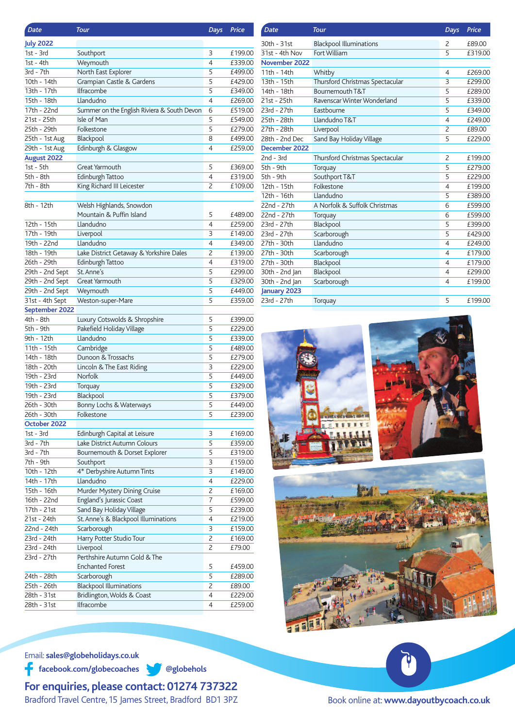| Date | Tour | Days | Price |
|---|---|---|---|
| **July 2022** | | | |
| 1st - 3rd | Southport | 3 | £199.00 |
| 1st - 4th | Weymouth | 4 | £339.00 |
| 3rd - 7th | North East Explorer | 5 | £499.00 |
| 10th - 14th | Grampian Castle & Gardens | 5 | £429.00 |
| 13th - 17th | Ilfracombe | 5 | £349.00 |
| 15th - 18th | Llandudno | 4 | £269.00 |
| 17th - 22nd | Summer on the English Riviera & South Devon | 6 | £519.00 |
| 21st - 25th | Isle of Man | 5 | £549.00 |
| 25th - 29th | Folkestone | 5 | £279.00 |
| 25th - 1st Aug | Blackpool | 8 | £499.00 |
| 29th - 1st Aug | Edinburgh & Glasgow | 4 | £259.00 |
| **August 2022** | | | |
| 1st - 5th | Great Yarmouth | 5 | £369.00 |
| 5th - 8th | Edinburgh Tattoo | 4 | £319.00 |
| 7th - 8th | King Richard III Leicester | 2 | £109.00 |
| 8th - 12th | Welsh Highlands, Snowdon Mountain & Puffin Island | 5 | £489.00 |
| 12th - 15th | Llandudno | 4 | £259.00 |
| 17th - 19th | Liverpool | 3 | £149.00 |
| 19th - 22nd | Llandudno | 4 | £349.00 |
| 18th - 19th | Lake District Getaway & Yorkshire Dales | 2 | £139.00 |
| 26th - 29th | Edinburgh Tattoo | 4 | £319.00 |
| 29th - 2nd Sept | St. Anne's | 5 | £299.00 |
| 29th - 2nd Sept | Great Yarmouth | 5 | £329.00 |
| 29th - 2nd Sept | Weymouth | 5 | £449.00 |
| 31st - 4th Sept | Weston-super-Mare | 5 | £359.00 |
| **September 2022** | | | |
| 4th - 8th | Luxury Cotswolds & Shropshire | 5 | £399.00 |
| 5th - 9th | Pakefield Holiday Village | 5 | £229.00 |
| 9th - 12th | Llandudno | 5 | £339.00 |
| 11th - 15th | Cambridge | 5 | £489.00 |
| 14th - 18th | Dunoon & Trossachs | 5 | £279.00 |
| 18th - 20th | Lincoln & The East Riding | 3 | £229.00 |
| 19th - 23rd | Norfolk | 5 | £449.00 |
| 19th - 23rd | Torquay | 5 | £329.00 |
| 19th - 23rd | Blackpool | 5 | £379.00 |
| 26th - 30th | Bonny Lochs & Waterways | 5 | £449.00 |
| 26th - 30th | Folkestone | 5 | £239.00 |
| **October 2022** | | | |
| 1st - 3rd | Edinburgh Capital at Leisure | 3 | £169.00 |
| 3rd - 7th | Lake District Autumn Colours | 5 | £359.00 |
| 3rd - 7th | Bournemouth & Dorset Explorer | 5 | £319.00 |
| 7th - 9th | Southport | 3 | £159.00 |
| 10th - 12th | 4* Derbyshire Autumn Tints | 3 | £149.00 |
| 14th - 17th | Llandudno | 4 | £229.00 |
| 15th - 16th | Murder Mystery Dining Cruise | 2 | £169.00 |
| 16th - 22nd | England's Jurassic Coast | 7 | £599.00 |
| 17th - 21st | Sand Bay Holiday Village | 5 | £239.00 |
| 21st - 24th | St. Anne's & Blackpool Illuminations | 4 | £219.00 |
| 22nd - 24th | Scarborough | 3 | £159.00 |
| 23rd - 24th | Harry Potter Studio Tour | 2 | £169.00 |
| 23rd - 24th | Liverpool | 2 | £79.00 |
| 23rd - 27th | Perthshire Autumn Gold & The Enchanted Forest | 5 | £459.00 |
| 24th - 28th | Scarborough | 5 | £289.00 |
| 25th - 26th | Blackpool Illuminations | 2 | £89.00 |
| 28th - 31st | Bridlington, Wolds & Coast | 4 | £229.00 |
| 28th - 31st | Ilfracombe | 4 | £259.00 |
| 30th - 31st | Blackpool Illuminations | 2 | £89.00 |
| 31st - 4th Nov | Fort William | 5 | £319.00 |
| **November 2022** | | | |
| 11th - 14th | Whitby | 4 | £269.00 |
| 13th - 15th | Thursford Christmas Spectacular | 3 | £299.00 |
| 14th - 18th | Bournemouth T&T | 5 | £289.00 |
| 21st - 25th | Ravenscar Winter Wonderland | 5 | £339.00 |
| 23rd - 27th | Eastbourne | 5 | £349.00 |
| 25th - 28th | Llandudno T&T | 4 | £249.00 |
| 27th - 28th | Liverpool | 2 | £89.00 |
| 28th - 2nd Dec | Sand Bay Holiday Village | 5 | £229.00 |
| **December 2022** | | | |
| 2nd - 3rd | Thursford Christmas Spectacular | 2 | £199.00 |
| 5th - 9th | Torquay | 5 | £279.00 |
| 5th - 9th | Southport T&T | 5 | £229.00 |
| 12th - 15th | Folkestone | 4 | £199.00 |
| 12th - 16th | Llandudno | 5 | £389.00 |
| 22nd - 27th | A Norfolk & Suffolk Christmas | 6 | £599.00 |
| 22nd - 27th | Torquay | 6 | £599.00 |
| 23rd - 27th | Blackpool | 5 | £399.00 |
| 23rd - 27th | Scarborough | 5 | £429.00 |
| 27th - 30th | Llandudno | 4 | £249.00 |
| 27th - 30th | Scarborough | 4 | £179.00 |
| 27th - 30th | Blackpool | 4 | £179.00 |
| 30th - 2nd Jan | Blackpool | 4 | £299.00 |
| 30th - 2nd Jan | Scarborough | 4 | £199.00 |
| **January 2023** | | | |
| 23rd - 27th | Torquay | 5 | £199.00 |

Email: **sales@globeholidays.co.uk**

**facebook.com/globecoaches** **@globehols**

**For enquiries, please contact: 01274 737322**

Bradford Travel Centre, 15 James Street, Bradford BD1 3PZ

Book online at: **www.dayoutbycoach.co.uk**